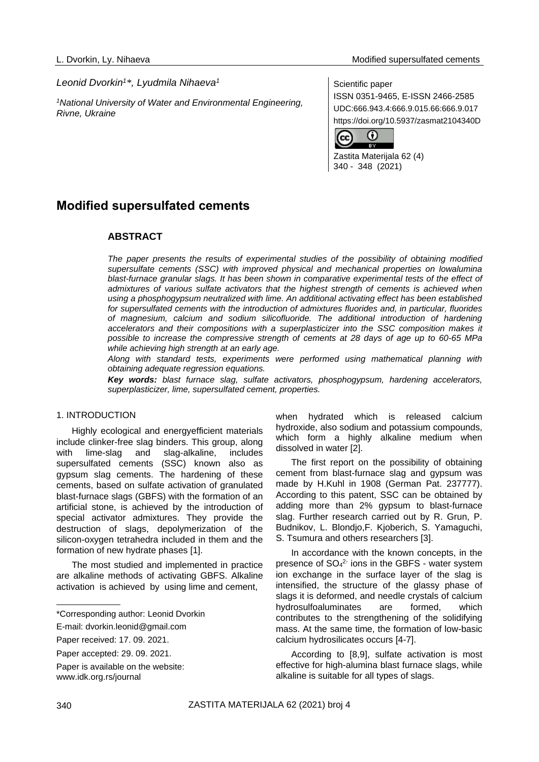*Leonid Dvorkin[1]\*, Lyudmila Nihaeva[1]*

*[1]National University of Water and Environmental Engineering, Rivne, Ukraine*

Scientific paper
ISSN 0351-9465, E-ISSN 2466-2585
UDC:666.943.4:666.9.015.66:666.9.017
https://doi.org/10.5937/zasmat2104340D

Zastita Materijala 62 (4)
340 - 348 (2021)

# Modified supersulfated cements

## ABSTRACT

*The paper presents the results of experimental studies of the possibility of obtaining modified supersulfate cements (SSC) with improved physical and mechanical properties on lowalumina blast-furnace granular slags. It has been shown in comparative experimental tests of the effect of admixtures of various sulfate activators that the highest strength of cements is achieved when using a phosphogypsum neutralized with lime. An additional activating effect has been established for supersulfated cements with the introduction of admixtures fluorides and, in particular, fluorides of magnesium, calcium and sodium silicofluoride. The additional introduction of hardening accelerators and their compositions with a superplasticizer into the SSC composition makes it possible to increase the compressive strength of cements at 28 days of age up to 60-65 MPa while achieving high strength at an early age.*

*Along with standard tests, experiments were performed using mathematical planning with obtaining adequate regression equations.*

***Key words:*** *blast furnace slag, sulfate activators, phosphogypsum, hardening accelerators, superplasticizer, lime, supersulfated cement, properties.*

## 1. INTRODUCTION

Highly ecological and energyefficient materials include clinker-free slag binders. This group, along with lime-slag and slag-alkaline, includes supersulfated cements (SSC) known also as gypsum slag cements. The hardening of these cements, based on sulfate activation of granulated blast-furnace slags (GBFS) with the formation of an artificial stone, is achieved by the introduction of special activator admixtures. They provide the destruction of slags, depolymerization of the silicon-oxygen tetrahedra included in them and the formation of new hydrate phases [1].

The most studied and implemented in practice are alkaline methods of activating GBFS. Alkaline activation is achieved by using lime and cement, when hydrated which is released calcium hydroxide, also sodium and potassium compounds, which form a highly alkaline medium when dissolved in water [2].

The first report on the possibility of obtaining cement from blast-furnace slag and gypsum was made by H.Kuhl in 1908 (German Pat. 237777). According to this patent, SSC can be obtained by adding more than 2% gypsum to blast-furnace slag. Further research carried out by R. Grun, P. Budnikov, L. Blondjo,F. Kjoberich, S. Yamaguchi, S. Tsumura and others researchers [3].

In accordance with the known concepts, in the presence of $SO_4^{2-}$ ions in the GBFS - water system ion exchange in the surface layer of the slag is intensified, the structure of the glassy phase of slags it is deformed, and needle crystals of calcium hydrosulfoaluminates are formed, which contributes to the strengthening of the solidifying mass. At the same time, the formation of low-basic calcium hydrosilicates occurs [4-7].

According to [8,9], sulfate activation is most effective for high-alumina blast furnace slags, while alkaline is suitable for all types of slags.

\*Corresponding author: Leonid Dvorkin

E-mail: dvorkin.leonid@gmail.com

Paper received: 17. 09. 2021.

Paper accepted: 29. 09. 2021.

Paper is available on the website: www.idk.org.rs/journal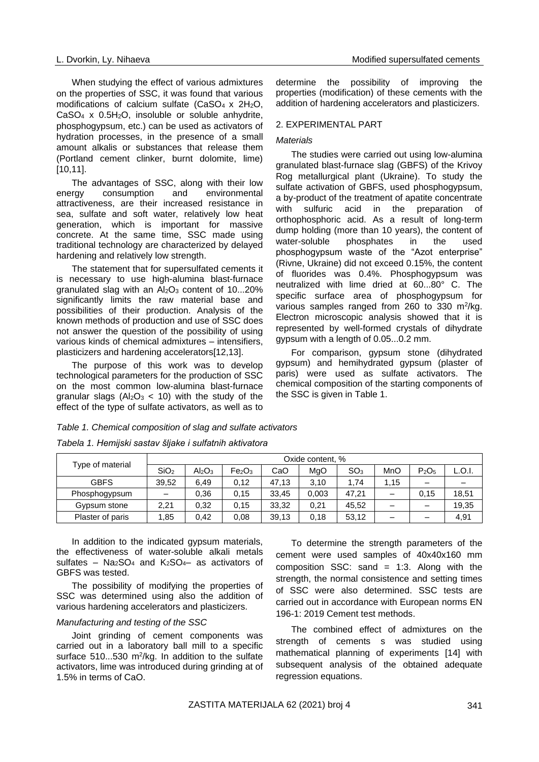When studying the effect of various admixtures on the properties of SSC, it was found that various modifications of calcium sulfate ($CaSO_4 \times 2H_2O$, $CaSO_4 \times 0.5H_2O$, insoluble or soluble anhydrite, phosphogypsum, etc.) can be used as activators of hydration processes, in the presence of a small amount alkalis or substances that release them (Portland cement clinker, burnt dolomite, lime) [10,11].

The advantages of SSC, along with their low energy consumption and environmental attractiveness, are their increased resistance in sea, sulfate and soft water, relatively low heat generation, which is important for massive concrete. At the same time, SSC made using traditional technology are characterized by delayed hardening and relatively low strength.

The statement that for supersulfated cements it is necessary to use high-alumina blast-furnace granulated slag with an $Al_2O_3$ content of 10...20% significantly limits the raw material base and possibilities of their production. Analysis of the known methods of production and use of SSC does not answer the question of the possibility of using various kinds of chemical admixtures – intensifiers, plasticizers and hardening accelerators[12,13].

The purpose of this work was to develop technological parameters for the production of SSC on the most common low-alumina blast-furnace granular slags ($Al_2O_3 < 10$) with the study of the effect of the type of sulfate activators, as well as to determine the possibility of improving the properties (modification) of these cements with the addition of hardening accelerators and plasticizers.

## 2. EXPERIMENTAL PART

### *Materials*

The studies were carried out using low-alumina granulated blast-furnace slag (GBFS) of the Krivoy Rog metallurgical plant (Ukraine). To study the sulfate activation of GBFS, used phosphogypsum, a by-product of the treatment of apatite concentrate with sulfuric acid in the preparation of orthophosphoric acid. As a result of long-term dump holding (more than 10 years), the content of water-soluble phosphates in the used phosphogypsum waste of the "Azot enterprise" (Rivne, Ukraine) did not exceed 0.15%, the content of fluorides was 0.4%. Phosphogypsum was neutralized with lime dried at 60...80° C. The specific surface area of phosphogypsum for various samples ranged from 260 to 330 $m^2$/kg. Electron microscopic analysis showed that it is represented by well-formed crystals of dihydrate gypsum with a length of 0.05...0.2 mm.

For comparison, gypsum stone (dihydrated gypsum) and hemihydrated gypsum (plaster of paris) were used as sulfate activators. The chemical composition of the starting components of the SSC is given in Table 1.

*Table 1. Chemical composition of slag and sulfate activators*

*Tabela 1. Hemijski sastav šljake i sulfatnih aktivatora*

| Type of material | Oxide content, % | | | | | | | | |
|---|---|---|---|---|---|---|---|---|---|
| | $SiO_2$ | $Al_2O_3$ | $Fe_2O_3$ | CaO | MgO | $SO_3$ | MnO | $P_2O_5$ | L.O.I. |
| GBFS | 39,52 | 6,49 | 0,12 | 47,13 | 3,10 | 1,74 | 1,15 | – | – |
| Phosphogypsum | – | 0,36 | 0,15 | 33,45 | 0,003 | 47,21 | – | 0,15 | 18,51 |
| Gypsum stone | 2,21 | 0,32 | 0,15 | 33,32 | 0,21 | 45,52 | – | – | 19,35 |
| Plaster of paris | 1,85 | 0,42 | 0,08 | 39,13 | 0,18 | 53,12 | – | – | 4,91 |

In addition to the indicated gypsum materials, the effectiveness of water-soluble alkali metals sulfates – $Na_2SO_4$ and $K_2SO_4$– as activators of GBFS was tested.

The possibility of modifying the properties of SSC was determined using also the addition of various hardening accelerators and plasticizers.

### *Manufacturing and testing of the SSC*

Joint grinding of cement components was carried out in a laboratory ball mill to a specific surface 510...530 $m^2$/kg. In addition to the sulfate activators, lime was introduced during grinding at of 1.5% in terms of CaO.

To determine the strength parameters of the cement were used samples of 40x40x160 mm composition SSC: sand = 1:3. Along with the strength, the normal consistence and setting times of SSC were also determined. SSC tests are carried out in accordance with European norms EN 196-1: 2019 Cement test methods.

The combined effect of admixtures on the strength of cements s was studied using mathematical planning of experiments [14] with subsequent analysis of the obtained adequate regression equations.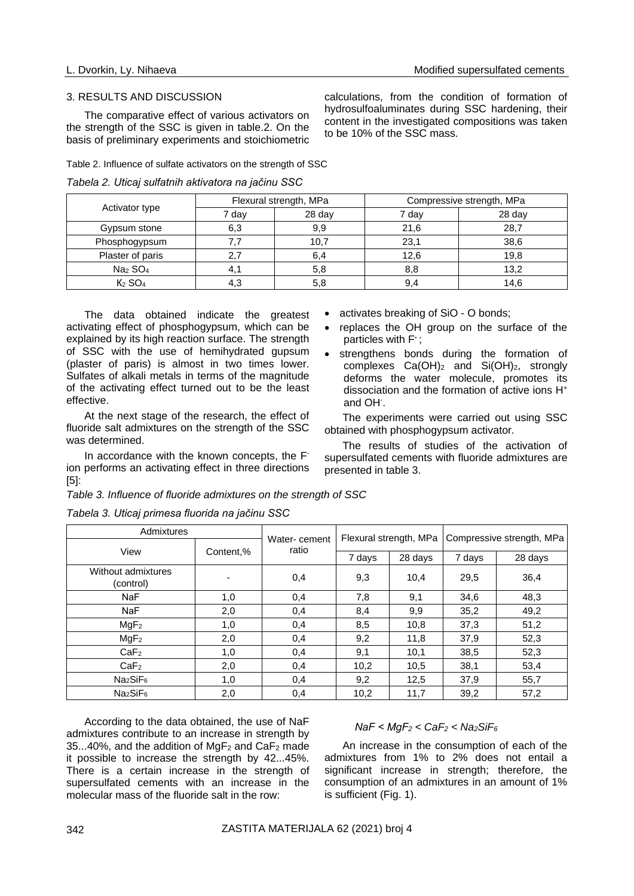## 3. RESULTS AND DISCUSSION

The comparative effect of various activators on the strength of the SSC is given in table.2. On the basis of preliminary experiments and stoichiometric calculations, from the condition of formation of hydrosulfoaluminates during SSC hardening, their content in the investigated compositions was taken to be 10% of the SSC mass.

Table 2. Influence of sulfate activators on the strength of SSC

*Tabela 2. Uticaj sulfatnih aktivatora na jačinu SSC*

| Activator type | Flexural strength, MPa | | Compressive strength, MPa | |
|---|---|---|---|---|
| | 7 day | 28 day | 7 day | 28 day |
| Gypsum stone | 6,3 | 9,9 | 21,6 | 28,7 |
| Phosphogypsum | 7,7 | 10,7 | 23,1 | 38,6 |
| Plaster of paris | 2,7 | 6,4 | 12,6 | 19,8 |
| $Na_2SO_4$ | 4,1 | 5,8 | 8,8 | 13,2 |
| $K_2SO_4$ | 4,3 | 5,8 | 9,4 | 14,6 |

The data obtained indicate the greatest activating effect of phosphogypsum, which can be explained by its high reaction surface. The strength of SSC with the use of hemihydrated gupsum (plaster of paris) is almost in two times lower. Sulfates of alkali metals in terms of the magnitude of the activating effect turned out to be the least effective.

At the next stage of the research, the effect of fluoride salt admixtures on the strength of the SSC was determined.

In accordance with the known concepts, the $F^-$ ion performs an activating effect in three directions [5]:

- activates breaking of SiO - O bonds;
- replaces the OH group on the surface of the particles with $F^-$;
- strengthens bonds during the formation of complexes $Ca(OH)_2$ and $Si(OH)_2$, strongly deforms the water molecule, promotes its dissociation and the formation of active ions $H^+$ and $OH^-$.

The experiments were carried out using SSC obtained with phosphogypsum activator.

The results of studies of the activation of supersulfated cements with fluoride admixtures are presented in table 3.

*Table 3. Influence of fluoride admixtures on the strength of SSC*

*Tabela 3. Uticaj primesa fluorida na jačinu SSC*

| Admixtures | | Water- cement ratio | Flexural strength, MPa | | Compressive strength, MPa | |
|---|---|---|---|---|---|---|
| View | Content,% | | 7 days | 28 days | 7 days | 28 days |
| Without admixtures (control) | - | 0,4 | 9,3 | 10,4 | 29,5 | 36,4 |
| NaF | 1,0 | 0,4 | 7,8 | 9,1 | 34,6 | 48,3 |
| NaF | 2,0 | 0,4 | 8,4 | 9,9 | 35,2 | 49,2 |
| $MgF_2$ | 1,0 | 0,4 | 8,5 | 10,8 | 37,3 | 51,2 |
| $MgF_2$ | 2,0 | 0,4 | 9,2 | 11,8 | 37,9 | 52,3 |
| $CaF_2$ | 1,0 | 0,4 | 9,1 | 10,1 | 38,5 | 52,3 |
| $CaF_2$ | 2,0 | 0,4 | 10,2 | 10,5 | 38,1 | 53,4 |
| $Na_2SiF_6$ | 1,0 | 0,4 | 9,2 | 12,5 | 37,9 | 55,7 |
| $Na_2SiF_6$ | 2,0 | 0,4 | 10,2 | 11,7 | 39,2 | 57,2 |

According to the data obtained, the use of NaF admixtures contribute to an increase in strength by 35...40%, and the addition of $MgF_2$ and $CaF_2$ made it possible to increase the strength by 42...45%. There is a certain increase in the strength of supersulfated cements with an increase in the molecular mass of the fluoride salt in the row:

$$NaF < MgF_2 < CaF_2 < Na_2SiF_6$$

An increase in the consumption of each of the admixtures from 1% to 2% does not entail a significant increase in strength; therefore, the consumption of an admixtures in an amount of 1% is sufficient (Fig. 1).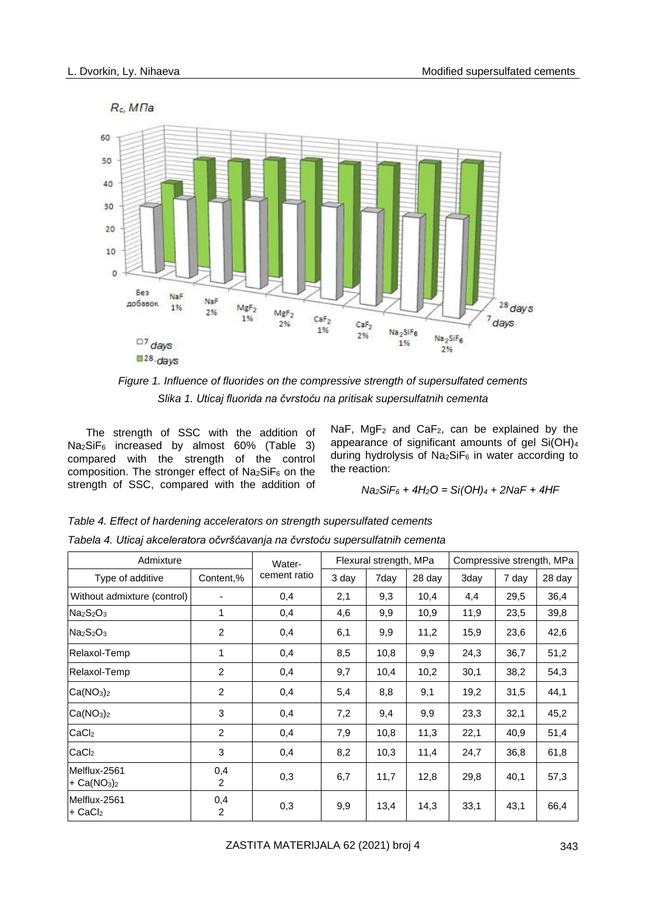*Figure 1. Influence of fluorides on the compressive strength of supersulfated cements*

*Slika 1. Uticaj fluorida na čvrstoću na pritisak supersulfatnih cementa*

The strength of SSC with the addition of $Na_2SiF_6$ increased by almost 60% (Table 3) compared with the strength of the control composition. The stronger effect of $Na_2SiF_6$ on the strength of SSC, compared with the addition of NaF, $MgF_2$ and $CaF_2$, can be explained by the appearance of significant amounts of gel $Si(OH)_4$ during hydrolysis of $Na_2SiF_6$ in water according to the reaction:

$$Na_2SiF_6 + 4H_2O = Si(OH)_4 + 2NaF + 4HF$$

*Table 4. Effect of hardening accelerators on strength supersulfated cements*

*Tabela 4. Uticaj akceleratora očvršćavanja na čvrstoću supersulfatnih cementa*

| Admixture | | Water-cement ratio | Flexural strength, MPa | | | Compressive strength, MPa | | |
|---|---|---|---|---|---|---|---|---|
| Type of additive | Content,% | | 3 day | 7day | 28 day | 3day | 7 day | 28 day |
| Without admixture (control) | - | 0,4 | 2,1 | 9,3 | 10,4 | 4,4 | 29,5 | 36,4 |
| $Na_2S_2O_3$ | 1 | 0,4 | 4,6 | 9,9 | 10,9 | 11,9 | 23,5 | 39,8 |
| $Na_2S_2O_3$ | 2 | 0,4 | 6,1 | 9,9 | 11,2 | 15,9 | 23,6 | 42,6 |
| Relaxol-Temp | 1 | 0,4 | 8,5 | 10,8 | 9,9 | 24,3 | 36,7 | 51,2 |
| Relaxol-Temp | 2 | 0,4 | 9,7 | 10,4 | 10,2 | 30,1 | 38,2 | 54,3 |
| $Ca(NO_3)_2$ | 2 | 0,4 | 5,4 | 8,8 | 9,1 | 19,2 | 31,5 | 44,1 |
| $Ca(NO_3)_2$ | 3 | 0,4 | 7,2 | 9,4 | 9,9 | 23,3 | 32,1 | 45,2 |
| $CaCl_2$ | 2 | 0,4 | 7,9 | 10,8 | 11,3 | 22,1 | 40,9 | 51,4 |
| $CaCl_2$ | 3 | 0,4 | 8,2 | 10,3 | 11,4 | 24,7 | 36,8 | 61,8 |
| Melflux-2561 + $Ca(NO_3)_2$ | 0,4 2 | 0,3 | 6,7 | 11,7 | 12,8 | 29,8 | 40,1 | 57,3 |
| Melflux-2561 + $CaCl_2$ | 0,4 2 | 0,3 | 9,9 | 13,4 | 14,3 | 33,1 | 43,1 | 66,4 |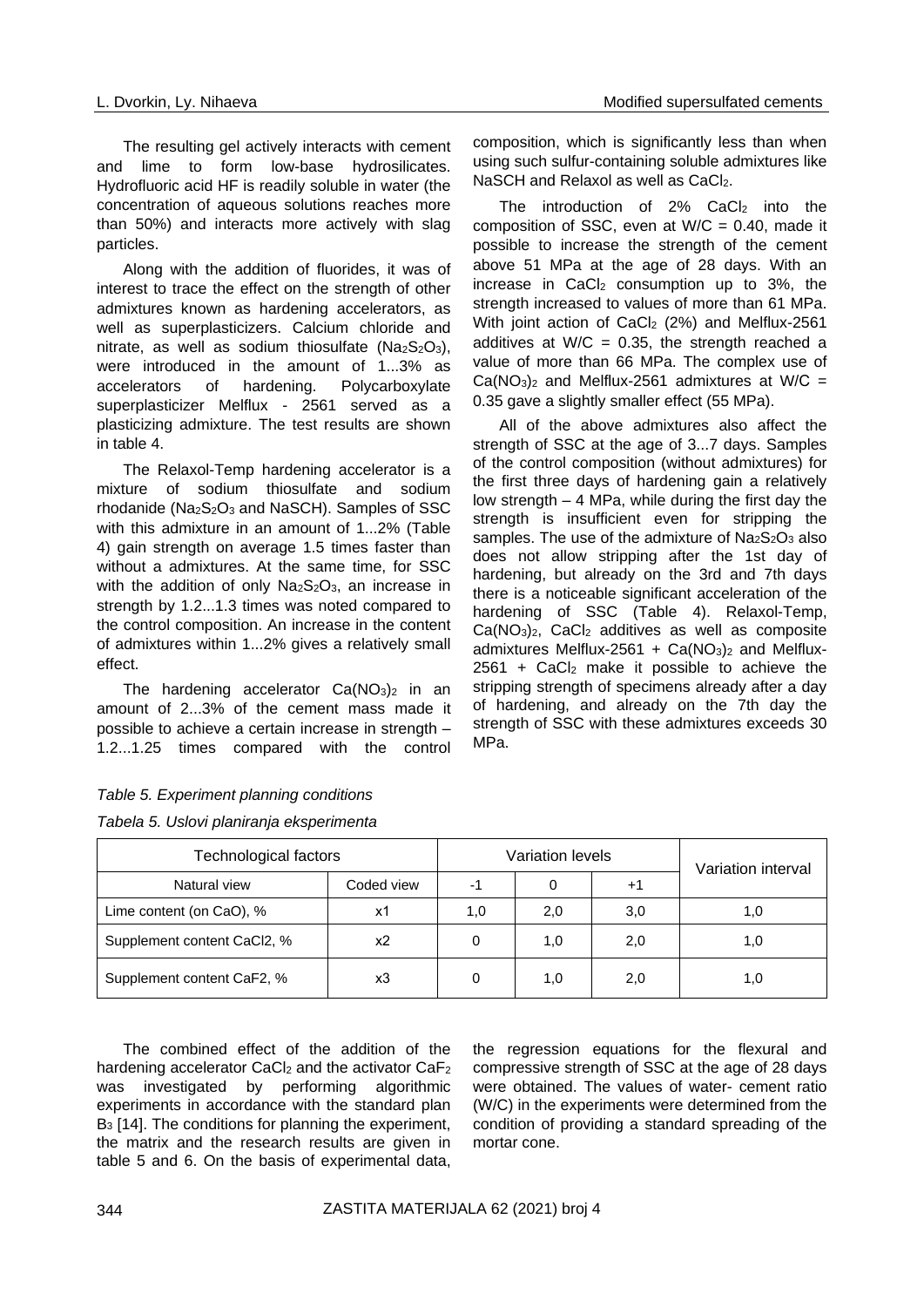The resulting gel actively interacts with cement and lime to form low-base hydrosilicates. Hydrofluoric acid HF is readily soluble in water (the concentration of aqueous solutions reaches more than 50%) and interacts more actively with slag particles.

Along with the addition of fluorides, it was of interest to trace the effect on the strength of other admixtures known as hardening accelerators, as well as superplasticizers. Calcium chloride and nitrate, as well as sodium thiosulfate ($Na_2S_2O_3$), were introduced in the amount of 1...3% as accelerators of hardening. Polycarboxylate superplasticizer Melflux - 2561 served as a plasticizing admixture. The test results are shown in table 4.

The Relaxol-Temp hardening accelerator is a mixture of sodium thiosulfate and sodium rhodanide ($Na_2S_2O_3$ and NaSCH). Samples of SSC with this admixture in an amount of 1...2% (Table 4) gain strength on average 1.5 times faster than without a admixtures. At the same time, for SSC with the addition of only $Na_2S_2O_3$, an increase in strength by 1.2...1.3 times was noted compared to the control composition. An increase in the content of admixtures within 1...2% gives a relatively small effect.

The hardening accelerator $Ca(NO_3)_2$ in an amount of 2...3% of the cement mass made it possible to achieve a certain increase in strength – 1.2...1.25 times compared with the control composition, which is significantly less than when using such sulfur-containing soluble admixtures like NaSCH and Relaxol as well as $CaCl_2$.

The introduction of 2% $CaCl_2$ into the composition of SSC, even at W/C = 0.40, made it possible to increase the strength of the cement above 51 MPa at the age of 28 days. With an increase in $CaCl_2$ consumption up to 3%, the strength increased to values of more than 61 MPa. With joint action of $CaCl_2$ (2%) and Melflux-2561 additives at W/C = 0.35, the strength reached a value of more than 66 MPa. The complex use of $Ca(NO_3)_2$ and Melflux-2561 admixtures at W/C = 0.35 gave a slightly smaller effect (55 MPa).

All of the above admixtures also affect the strength of SSC at the age of 3...7 days. Samples of the control composition (without admixtures) for the first three days of hardening gain a relatively low strength – 4 MPa, while during the first day the strength is insufficient even for stripping the samples. The use of the admixture of $Na_2S_2O_3$ also does not allow stripping after the 1st day of hardening, but already on the 3rd and 7th days there is a noticeable significant acceleration of the hardening of SSC (Table 4). Relaxol-Temp, $Ca(NO_3)_2$, $CaCl_2$ additives as well as composite admixtures Melflux-2561 + $Ca(NO_3)_2$ and Melflux-2561 + $CaCl_2$ make it possible to achieve the stripping strength of specimens already after a day of hardening, and already on the 7th day the strength of SSC with these admixtures exceeds 30 MPa.

*Table 5. Experiment planning conditions*

*Tabela 5. Uslovi planiranja eksperimenta*

| Technological factors | | Variation levels | | | Variation interval |
|---|---|---|---|---|---|
| Natural view | Coded view | -1 | 0 | +1 | |
| Lime content (on CaO), % | x1 | 1,0 | 2,0 | 3,0 | 1,0 |
| Supplement content CaCl2, % | x2 | 0 | 1,0 | 2,0 | 1,0 |
| Supplement content CaF2, % | x3 | 0 | 1,0 | 2,0 | 1,0 |

The combined effect of the addition of the hardening accelerator $CaCl_2$ and the activator $CaF_2$ was investigated by performing algorithmic experiments in accordance with the standard plan $B_3$ [14]. The conditions for planning the experiment, the matrix and the research results are given in table 5 and 6. On the basis of experimental data, the regression equations for the flexural and compressive strength of SSC at the age of 28 days were obtained. The values of water- cement ratio (W/C) in the experiments were determined from the condition of providing a standard spreading of the mortar cone.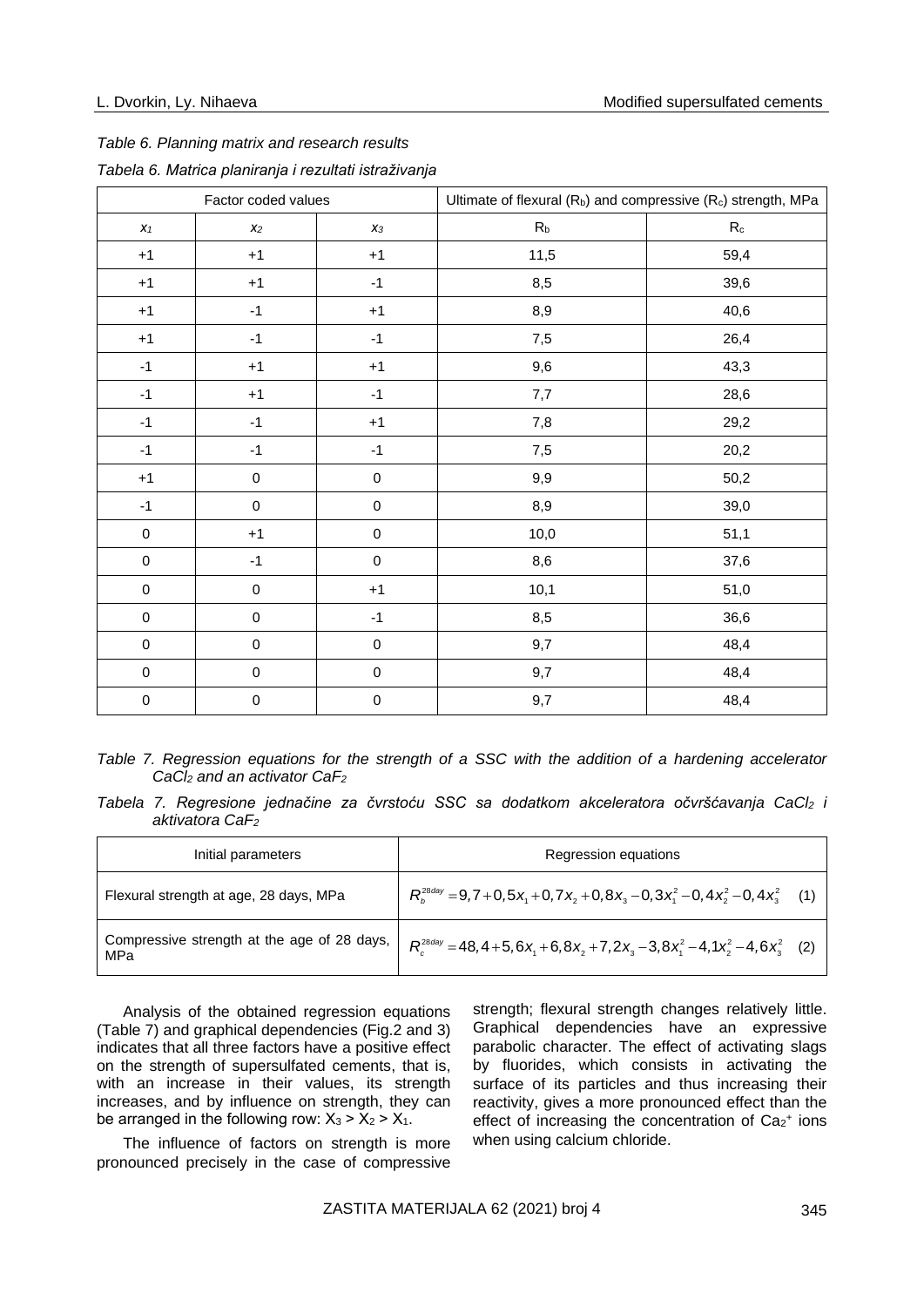*Table 6. Planning matrix and research results*

*Tabela 6. Matrica planiranja i rezultati istraživanja*

| Factor coded values | | | Ultimate of flexural ($R_b$) and compressive ($R_c$) strength, MPa | |
|---|---|---|---|---|
| $x_1$ | $x_2$ | $x_3$ | $R_b$ | $R_c$ |
| +1 | +1 | +1 | 11,5 | 59,4 |
| +1 | +1 | -1 | 8,5 | 39,6 |
| +1 | -1 | +1 | 8,9 | 40,6 |
| +1 | -1 | -1 | 7,5 | 26,4 |
| -1 | +1 | +1 | 9,6 | 43,3 |
| -1 | +1 | -1 | 7,7 | 28,6 |
| -1 | -1 | +1 | 7,8 | 29,2 |
| -1 | -1 | -1 | 7,5 | 20,2 |
| +1 | 0 | 0 | 9,9 | 50,2 |
| -1 | 0 | 0 | 8,9 | 39,0 |
| 0 | +1 | 0 | 10,0 | 51,1 |
| 0 | -1 | 0 | 8,6 | 37,6 |
| 0 | 0 | +1 | 10,1 | 51,0 |
| 0 | 0 | -1 | 8,5 | 36,6 |
| 0 | 0 | 0 | 9,7 | 48,4 |
| 0 | 0 | 0 | 9,7 | 48,4 |
| 0 | 0 | 0 | 9,7 | 48,4 |

*Table 7. Regression equations for the strength of a SSC with the addition of a hardening accelerator $CaCl_2$ and an activator $CaF_2$*

*Tabela 7. Regresione jednačine za čvrstoću SSC sa dodatkom akceleratora očvršćavanja $CaCl_2$ i aktivatora $CaF_2$*

| Initial parameters | Regression equations |
|---|---|
| Flexural strength at age, 28 days, MPa | $R_b^{28day} = 9,7 + 0,5x_1 + 0,7x_2 + 0,8x_3 - 0,3x_1^2 - 0,4x_2^2 - 0,4x_3^2$ (1) |
| Compressive strength at the age of 28 days, MPa | $R_c^{28day} = 48,4 + 5,6x_1 + 6,8x_2 + 7,2x_3 - 3,8x_1^2 - 4,1x_2^2 - 4,6x_3^2$ (2) |

Analysis of the obtained regression equations (Table 7) and graphical dependencies (Fig.2 and 3) indicates that all three factors have a positive effect on the strength of supersulfated cements, that is, with an increase in their values, its strength increases, and by influence on strength, they can be arranged in the following row: $X_3 > X_2 > X_1$.

The influence of factors on strength is more pronounced precisely in the case of compressive strength; flexural strength changes relatively little. Graphical dependencies have an expressive parabolic character. The effect of activating slags by fluorides, which consists in activating the surface of its particles and thus increasing their reactivity, gives a more pronounced effect than the effect of increasing the concentration of $Ca_2^+$ ions when using calcium chloride.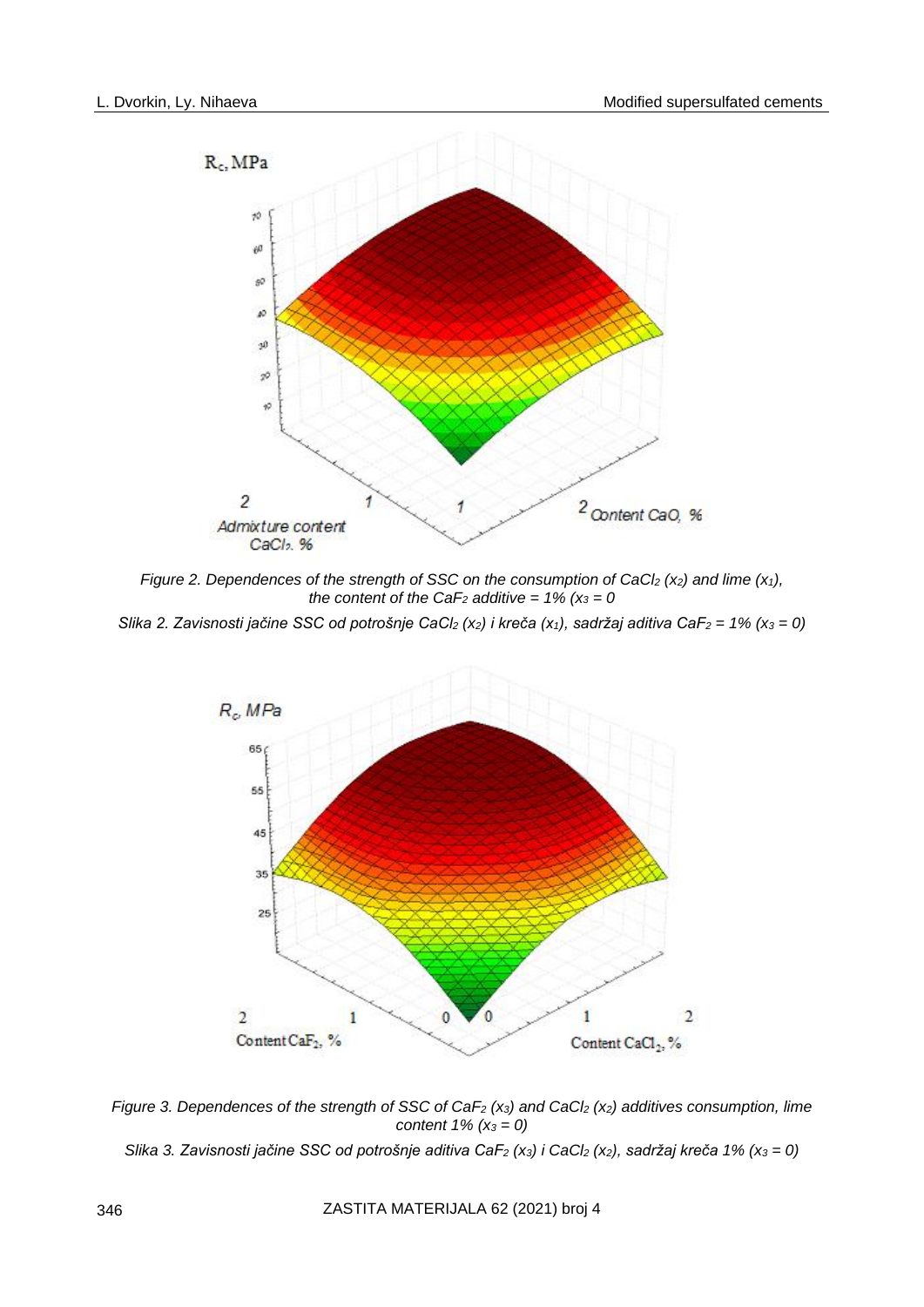*Figure 2. Dependences of the strength of SSC on the consumption of $CaCl_2$ ($x_2$) and lime ($x_1$), the content of the $CaF_2$ additive = 1% ($x_3$ = 0*

*Slika 2. Zavisnosti jačine SSC od potrošnje $CaCl_2$ ($x_2$) i kreča ($x_1$), sadržaj aditiva $CaF_2$ = 1% ($x_3$ = 0)*

*Figure 3. Dependences of the strength of SSC of $CaF_2$ ($x_3$) and $CaCl_2$ ($x_2$) additives consumption, lime content 1% ($x_3$ = 0)*

*Slika 3. Zavisnosti jačine SSC od potrošnje aditiva $CaF_2$ ($x_3$) i $CaCl_2$ ($x_2$), sadržaj kreča 1% ($x_3$ = 0)*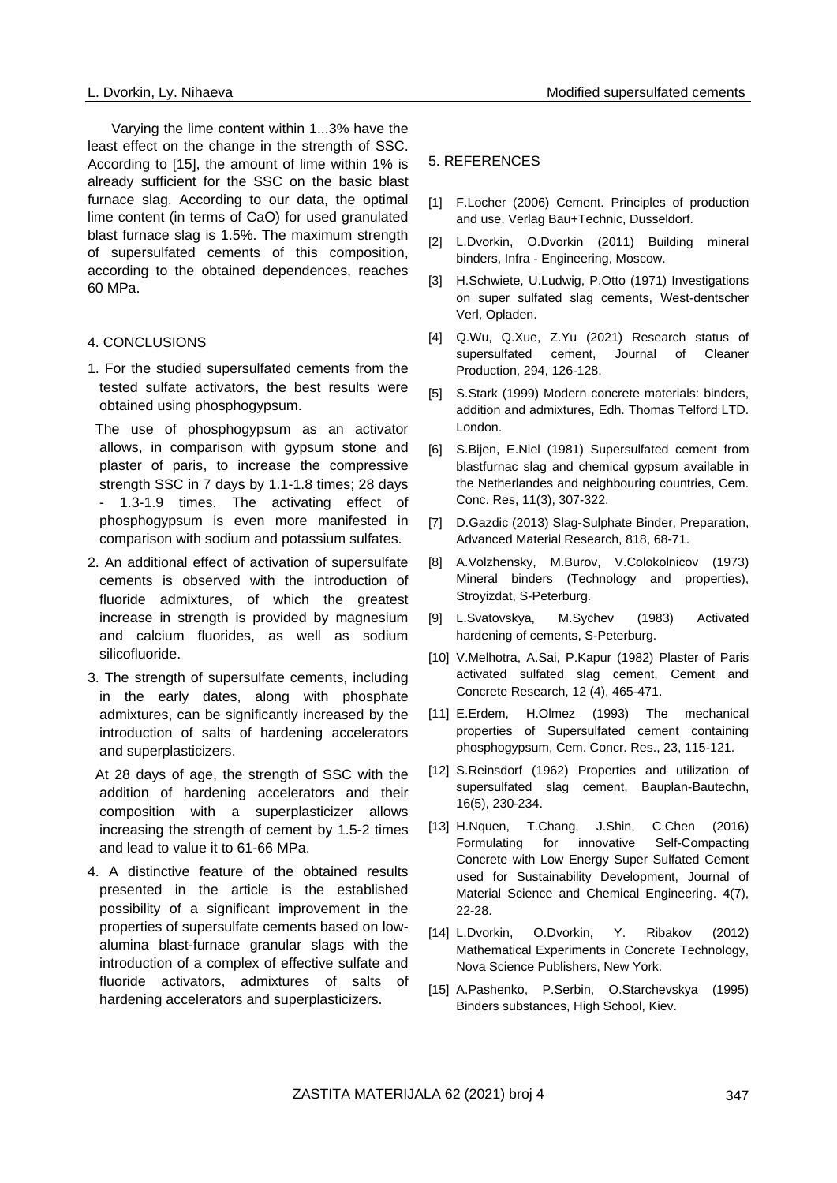Varying the lime content within 1...3% have the least effect on the change in the strength of SSC. According to [15], the amount of lime within 1% is already sufficient for the SSC on the basic blast furnace slag. According to our data, the optimal lime content (in terms of CaO) for used granulated blast furnace slag is 1.5%. The maximum strength of supersulfated cements of this composition, according to the obtained dependences, reaches 60 MPa.

## 4. CONCLUSIONS

1. For the studied supersulfated cements from the tested sulfate activators, the best results were obtained using phosphogypsum.

   The use of phosphogypsum as an activator allows, in comparison with gypsum stone and plaster of paris, to increase the compressive strength SSC in 7 days by 1.1-1.8 times; 28 days - 1.3-1.9 times. The activating effect of phosphogypsum is even more manifested in comparison with sodium and potassium sulfates.

2. An additional effect of activation of supersulfate cements is observed with the introduction of fluoride admixtures, of which the greatest increase in strength is provided by magnesium and calcium fluorides, as well as sodium silicofluoride.

3. The strength of supersulfate cements, including in the early dates, along with phosphate admixtures, can be significantly increased by the introduction of salts of hardening accelerators and superplasticizers.

   At 28 days of age, the strength of SSC with the addition of hardening accelerators and their composition with a superplasticizer allows increasing the strength of cement by 1.5-2 times and lead to value it to 61-66 MPa.

4. A distinctive feature of the obtained results presented in the article is the established possibility of a significant improvement in the properties of supersulfate cements based on low-alumina blast-furnace granular slags with the introduction of a complex of effective sulfate and fluoride activators, admixtures of salts of hardening accelerators and superplasticizers.

## 5. REFERENCES

[1] F.Locher (2006) Cement. Principles of production and use, Verlag Bau+Technic, Dusseldorf.

[2] L.Dvorkin, O.Dvorkin (2011) Building mineral binders, Infra - Engineering, Moscow.

[3] H.Schwiete, U.Ludwig, P.Otto (1971) Investigations on super sulfated slag cements, West-dentscher Verl, Opladen.

[4] Q.Wu, Q.Xue, Z.Yu (2021) Research status of supersulfated cement, Journal of Cleaner Production, 294, 126-128.

[5] S.Stark (1999) Modern concrete materials: binders, addition and admixtures, Edh. Thomas Telford LTD. London.

[6] S.Bijen, E.Niel (1981) Supersulfated cement from blastfurnac slag and chemical gypsum available in the Netherlandes and neighbouring countries, Cem. Conc. Res, 11(3), 307-322.

[7] D.Gazdic (2013) Slag-Sulphate Binder, Preparation, Advanced Material Research, 818, 68-71.

[8] A.Volzhensky, M.Burov, V.Colokolnicov (1973) Mineral binders (Technology and properties), Stroyizdat, S-Peterburg.

[9] L.Svatovskya, M.Sychev (1983) Activated hardening of cements, S-Peterburg.

[10] V.Melhotra, A.Sai, P.Kapur (1982) Plaster of Paris activated sulfated slag cement, Cement and Concrete Research, 12 (4), 465-471.

[11] E.Erdem, H.Olmez (1993) The mechanical properties of Supersulfated cement containing phosphogypsum, Cem. Concr. Res., 23, 115-121.

[12] S.Reinsdorf (1962) Properties and utilization of supersulfated slag cement, Bauplan-Bautechn, 16(5), 230-234.

[13] H.Nquen, T.Chang, J.Shin, C.Chen (2016) Formulating for innovative Self-Compacting Concrete with Low Energy Super Sulfated Cement used for Sustainability Development, Journal of Material Science and Chemical Engineering. 4(7), 22-28.

[14] L.Dvorkin, O.Dvorkin, Y. Ribakov (2012) Mathematical Experiments in Concrete Technology, Nova Science Publishers, New York.

[15] A.Pashenko, P.Serbin, O.Starchevskya (1995) Binders substances, High School, Kiev.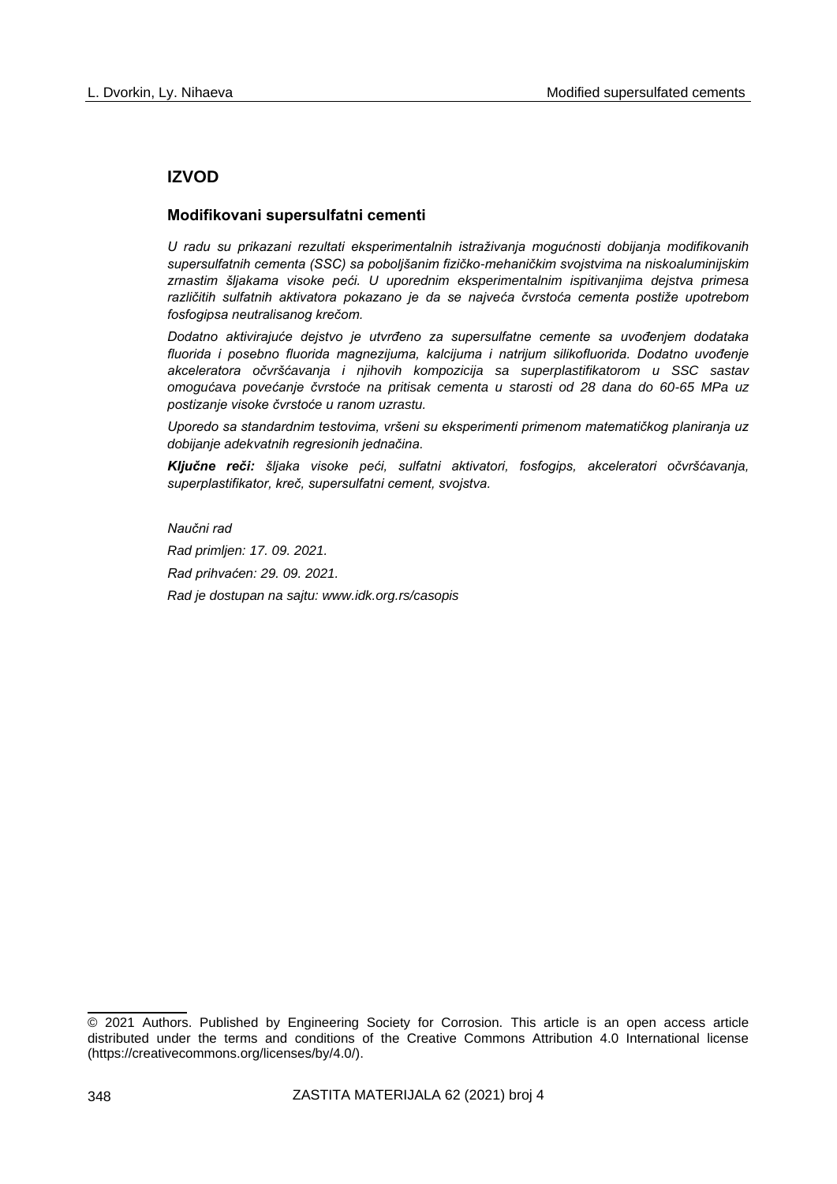## IZVOD

### Modifikovani supersulfatni cementi

*U radu su prikazani rezultati eksperimentalnih istraživanja mogućnosti dobijanja modifikovanih supersulfatnih cementa (SSC) sa poboljšanim fizičko-mehaničkim svojstvima na niskoaluminijskim zrnastim šljakama visoke peći. U uporednim eksperimentalnim ispitivanjima dejstva primesa različitih sulfatnih aktivatora pokazano je da se najveća čvrstoća cementa postiže upotrebom fosfogipsa neutralisanog krečom.*

*Dodatno aktivirajuće dejstvo je utvrđeno za supersulfatne cemente sa uvođenjem dodataka fluorida i posebno fluorida magnezijuma, kalcijuma i natrijum silikofluorida. Dodatno uvođenje akceleratora očvršćavanja i njihovih kompozicija sa superplastifikatorom u SSC sastav omogućava povećanje čvrstoće na pritisak cementa u starosti od 28 dana do 60-65 MPa uz postizanje visoke čvrstoće u ranom uzrastu.*

*Uporedo sa standardnim testovima, vršeni su eksperimenti primenom matematičkog planiranja uz dobijanje adekvatnih regresionih jednačina.*

***Ključne reči:*** *šljaka visoke peći, sulfatni aktivatori, fosfogips, akceleratori očvršćavanja, superplastifikator, kreč, supersulfatni cement, svojstva.*

*Naučni rad*

*Rad primljen: 17. 09. 2021.*

*Rad prihvaćen: 29. 09. 2021.*

*Rad je dostupan na sajtu: www.idk.org.rs/casopis*

© 2021 Authors. Published by Engineering Society for Corrosion. This article is an open access article distributed under the terms and conditions of the Creative Commons Attribution 4.0 International license (https://creativecommons.org/licenses/by/4.0/).